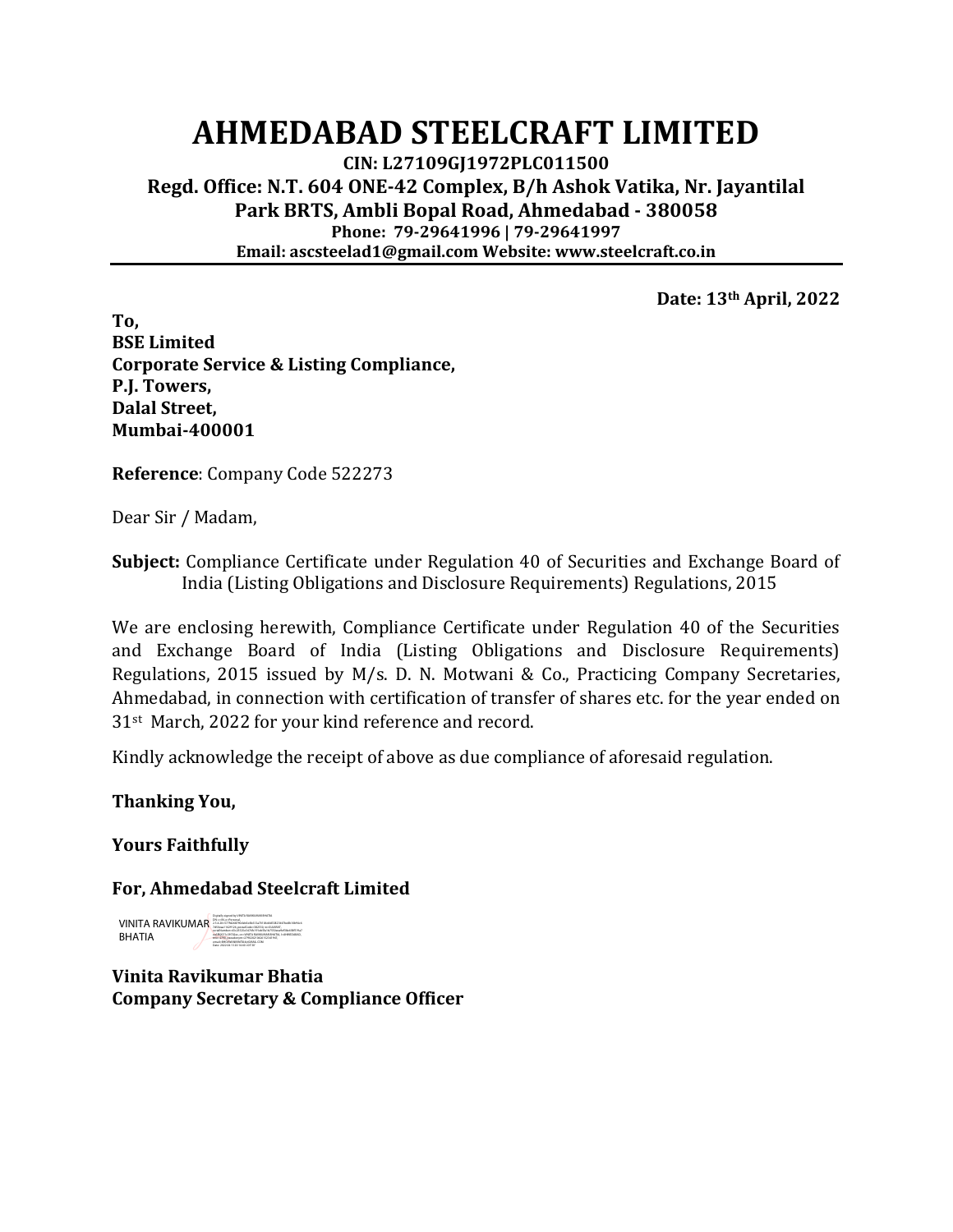# AHMEDABAD STEELCRAFT LIMITED

**CIN: L27109GJ1972PLC011500**

**Regd. Office: N.T. 604 ONE-42 Complex, B/h Ashok Vatika, Nr. Jayantilal Park BRTS, Ambli Bopal Road, Ahmedabad - 380058**

**Phone: 79-29641996 | 79-29641997**

**Email: ascsteelad1@gmail.com Website: www.steelcraft.co.in**

---

**Date: 13th April, 2022**

**To,**
**BSE Limited**
**Corporate Service & Listing Compliance,**
**P.J. Towers,**
**Dalal Street,**
**Mumbai-400001**

**Reference**: Company Code 522273

Dear Sir / Madam,

**Subject:** Compliance Certificate under Regulation 40 of Securities and Exchange Board of India (Listing Obligations and Disclosure Requirements) Regulations, 2015

We are enclosing herewith, Compliance Certificate under Regulation 40 of the Securities and Exchange Board of India (Listing Obligations and Disclosure Requirements) Regulations, 2015 issued by M/s. D. N. Motwani & Co., Practicing Company Secretaries, Ahmedabad, in connection with certification of transfer of shares etc. for the year ended on 31st March, 2022 for your kind reference and record.

Kindly acknowledge the receipt of above as due compliance of aforesaid regulation.

**Thanking You,**

**Yours Faithfully**

**For, Ahmedabad Steelcraft Limited**

VINITA RAVIKUMAR BHATIA

**Vinita Ravikumar Bhatia**
**Company Secretary & Compliance Officer**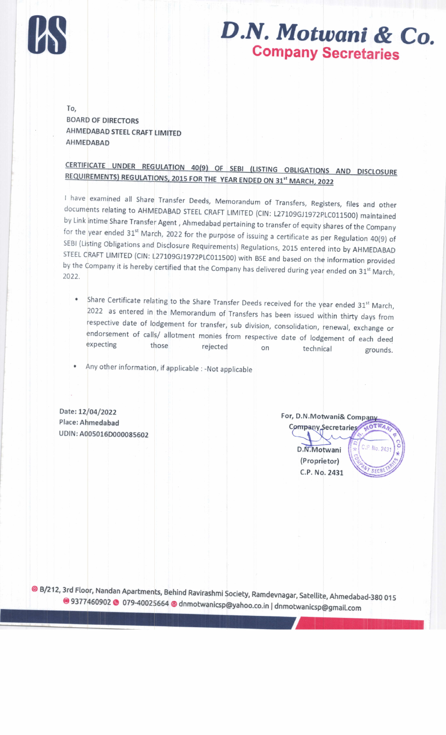# D.N. Motwani & Co.
## Company Secretaries

To,
BOARD OF DIRECTORS
AHMEDABAD STEEL CRAFT LIMITED
AHMEDABAD

**CERTIFICATE UNDER REGULATION 40(9) OF SEBI (LISTING OBLIGATIONS AND DISCLOSURE REQUIREMENTS) REGULATIONS, 2015 FOR THE YEAR ENDED ON 31st MARCH, 2022**

I have examined all Share Transfer Deeds, Memorandum of Transfers, Registers, files and other documents relating to AHMEDABAD STEEL CRAFT LIMITED (CIN: L27109GJ1972PLC011500) maintained by Link intime Share Transfer Agent , Ahmedabad pertaining to transfer of equity shares of the Company for the year ended 31st March, 2022 for the purpose of issuing a certificate as per Regulation 40(9) of SEBI (Listing Obligations and Disclosure Requirements) Regulations, 2015 entered into by AHMEDABAD STEEL CRAFT LIMITED (CIN: L27109GJ1972PLC011500) with BSE and based on the information provided by the Company it is hereby certified that the Company has delivered during year ended on 31st March, 2022.

- Share Certificate relating to the Share Transfer Deeds received for the year ended 31st March, 2022 as entered in the Memorandum of Transfers has been issued within thirty days from respective date of lodgement for transfer, sub division, consolidation, renewal, exchange or endorsement of calls/ allotment monies from respective date of lodgement of each deed expecting those rejected on technical grounds.
- Any other information, if applicable : -Not applicable

**Date: 12/04/2022**
**Place: Ahmedabad**
**UDIN: A005016D000085602**

**For, D.N.Motwani& Company**
**Company Secretaries**

**D.N.Motwani**
**(Proprietor)**
**C.P. No. 2431**

B/212, 3rd Floor, Nandan Apartments, Behind Ravirashmi Society, Ramdevnagar, Satellite, Ahmedabad-380 015
9377460902 079-40025664 dnmotwanicsp@yahoo.co.in | dnmotwanicsp@gmail.com